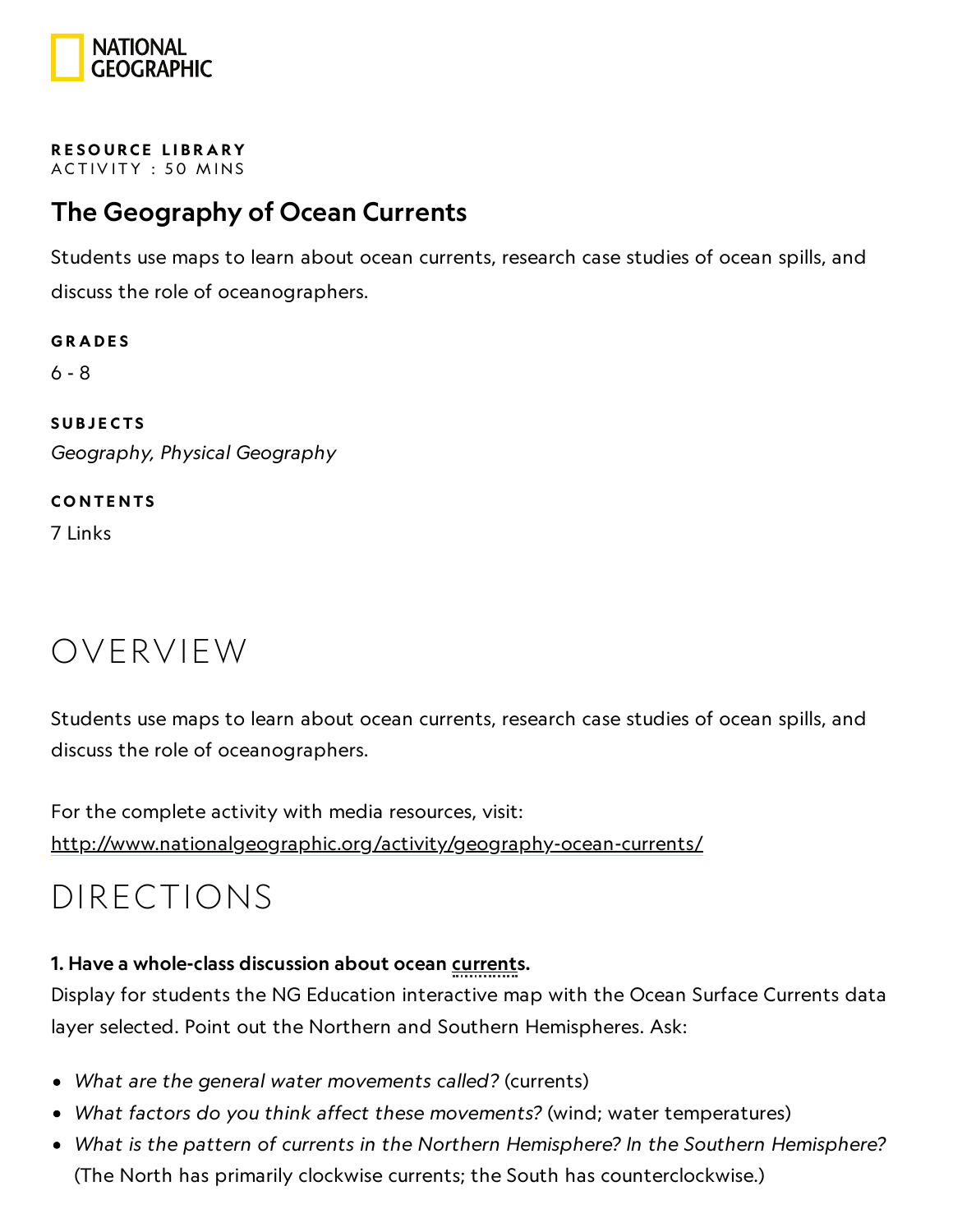NATIONAL GEOGRAPHIC

**RESOURCE LIBRARY**
ACTIVITY : 50 MINS

# The Geography of Ocean Currents

Students use maps to learn about ocean currents, research case studies of ocean spills, and discuss the role of oceanographers.

**GRADES**

6 - 8

**SUBJECTS**

*Geography, Physical Geography*

**CONTENTS**

7 Links

## OVERVIEW

Students use maps to learn about ocean currents, research case studies of ocean spills, and discuss the role of oceanographers.

For the complete activity with media resources, visit:
http://www.nationalgeographic.org/activity/geography-ocean-currents/

## DIRECTIONS

**1. Have a whole-class discussion about ocean currents.**

Display for students the NG Education interactive map with the Ocean Surface Currents data layer selected. Point out the Northern and Southern Hemispheres. Ask:

- *What are the general water movements called?* (currents)
- *What factors do you think affect these movements?* (wind; water temperatures)
- *What is the pattern of currents in the Northern Hemisphere? In the Southern Hemisphere?* (The North has primarily clockwise currents; the South has counterclockwise.)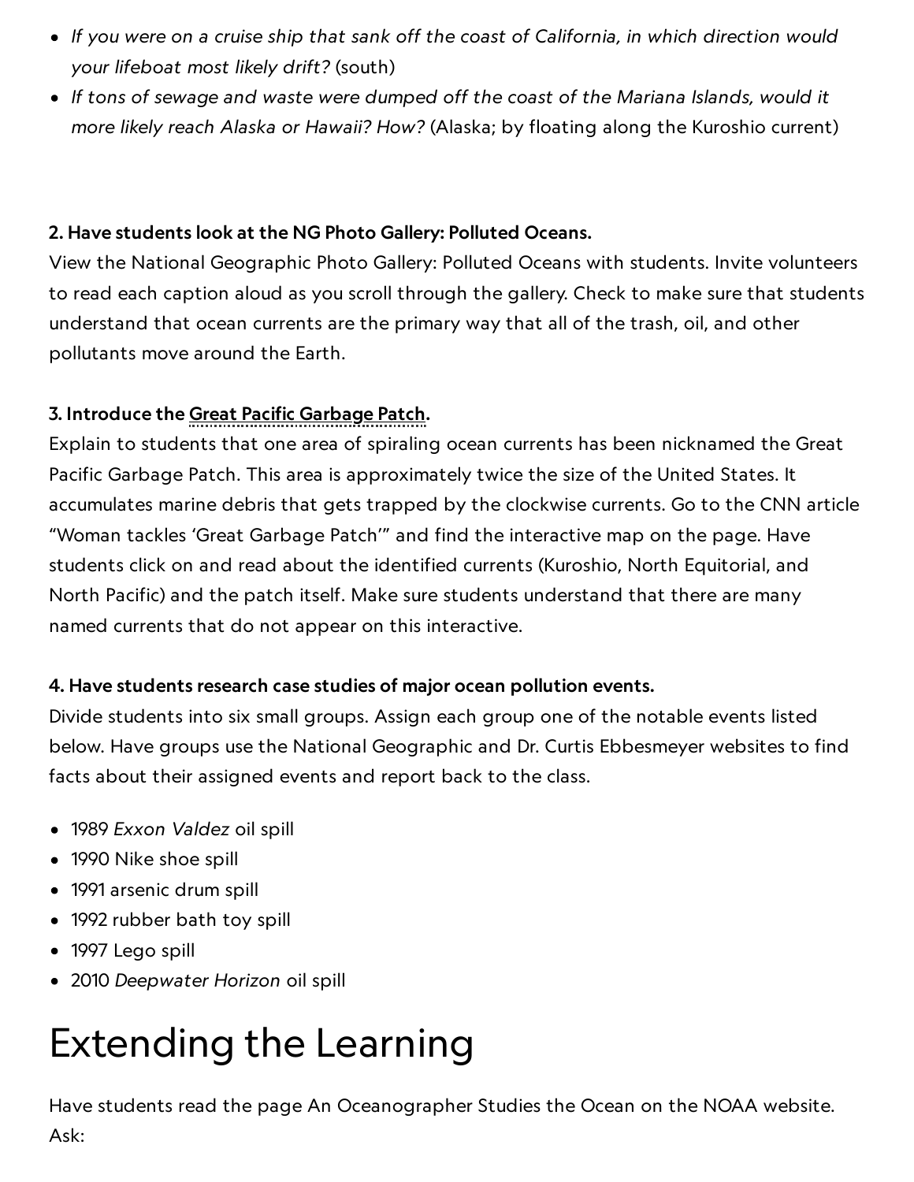- *If you were on a cruise ship that sank off the coast of California, in which direction would your lifeboat most likely drift?* (south)
- *If tons of sewage and waste were dumped off the coast of the Mariana Islands, would it more likely reach Alaska or Hawaii? How?* (Alaska; by floating along the Kuroshio current)

**2. Have students look at the NG Photo Gallery: Polluted Oceans.**
View the National Geographic Photo Gallery: Polluted Oceans with students. Invite volunteers to read each caption aloud as you scroll through the gallery. Check to make sure that students understand that ocean currents are the primary way that all of the trash, oil, and other pollutants move around the Earth.

**3. Introduce the Great Pacific Garbage Patch.**
Explain to students that one area of spiraling ocean currents has been nicknamed the Great Pacific Garbage Patch. This area is approximately twice the size of the United States. It accumulates marine debris that gets trapped by the clockwise currents. Go to the CNN article "Woman tackles 'Great Garbage Patch'" and find the interactive map on the page. Have students click on and read about the identified currents (Kuroshio, North Equitorial, and North Pacific) and the patch itself. Make sure students understand that there are many named currents that do not appear on this interactive.

**4. Have students research case studies of major ocean pollution events.**
Divide students into six small groups. Assign each group one of the notable events listed below. Have groups use the National Geographic and Dr. Curtis Ebbesmeyer websites to find facts about their assigned events and report back to the class.

- 1989 *Exxon Valdez* oil spill
- 1990 Nike shoe spill
- 1991 arsenic drum spill
- 1992 rubber bath toy spill
- 1997 Lego spill
- 2010 *Deepwater Horizon* oil spill

# Extending the Learning

Have students read the page An Oceanographer Studies the Ocean on the NOAA website. Ask: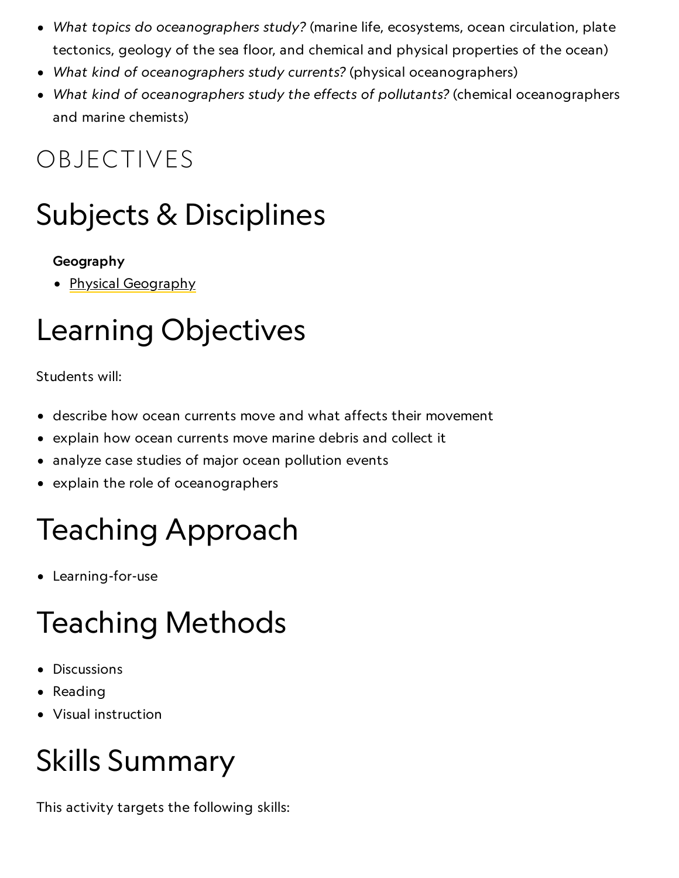- *What topics do oceanographers study?* (marine life, ecosystems, ocean circulation, plate tectonics, geology of the sea floor, and chemical and physical properties of the ocean)
- *What kind of oceanographers study currents?* (physical oceanographers)
- *What kind of oceanographers study the effects of pollutants?* (chemical oceanographers and marine chemists)

# OBJECTIVES

# Subjects & Disciplines

**Geography**

- Physical Geography

# Learning Objectives

Students will:

- describe how ocean currents move and what affects their movement
- explain how ocean currents move marine debris and collect it
- analyze case studies of major ocean pollution events
- explain the role of oceanographers

# Teaching Approach

- Learning-for-use

# Teaching Methods

- Discussions
- Reading
- Visual instruction

# Skills Summary

This activity targets the following skills: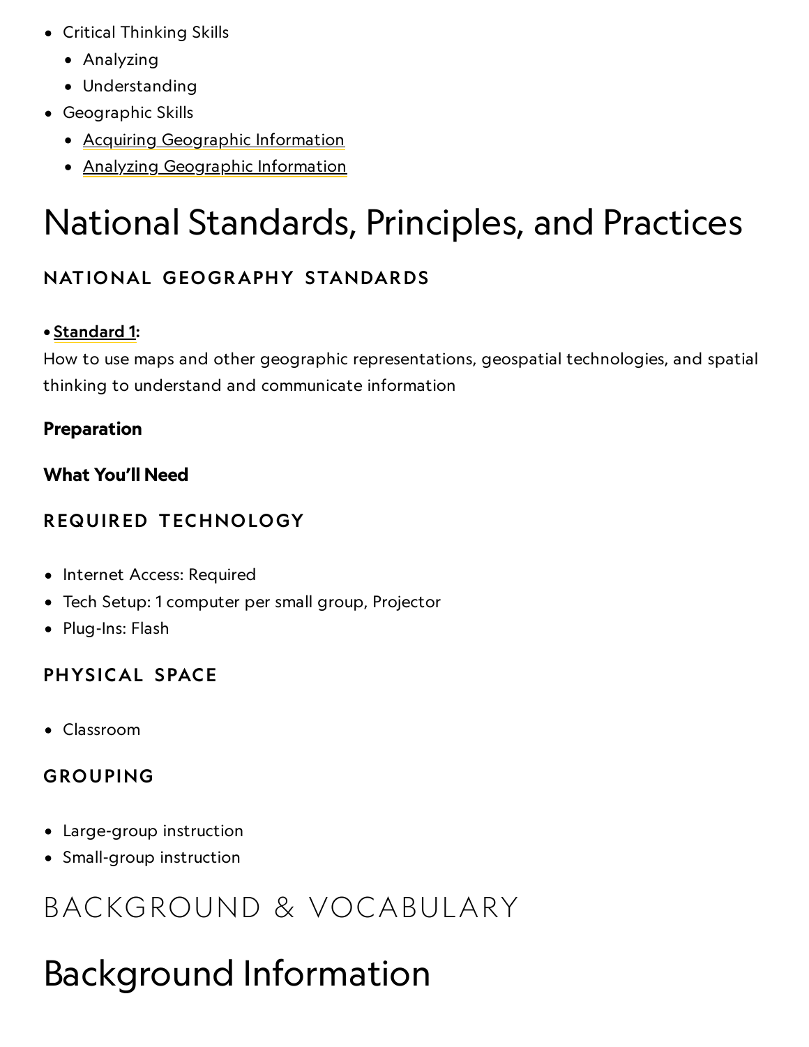- Critical Thinking Skills
  - Analyzing
  - Understanding
- Geographic Skills
  - Acquiring Geographic Information
  - Analyzing Geographic Information

# National Standards, Principles, and Practices

### NATIONAL GEOGRAPHY STANDARDS

• **Standard 1:**
How to use maps and other geographic representations, geospatial technologies, and spatial thinking to understand and communicate information

**Preparation**

**What You'll Need**

### REQUIRED TECHNOLOGY

- Internet Access: Required
- Tech Setup: 1 computer per small group, Projector
- Plug-Ins: Flash

### PHYSICAL SPACE

- Classroom

### GROUPING

- Large-group instruction
- Small-group instruction

## BACKGROUND & VOCABULARY

# Background Information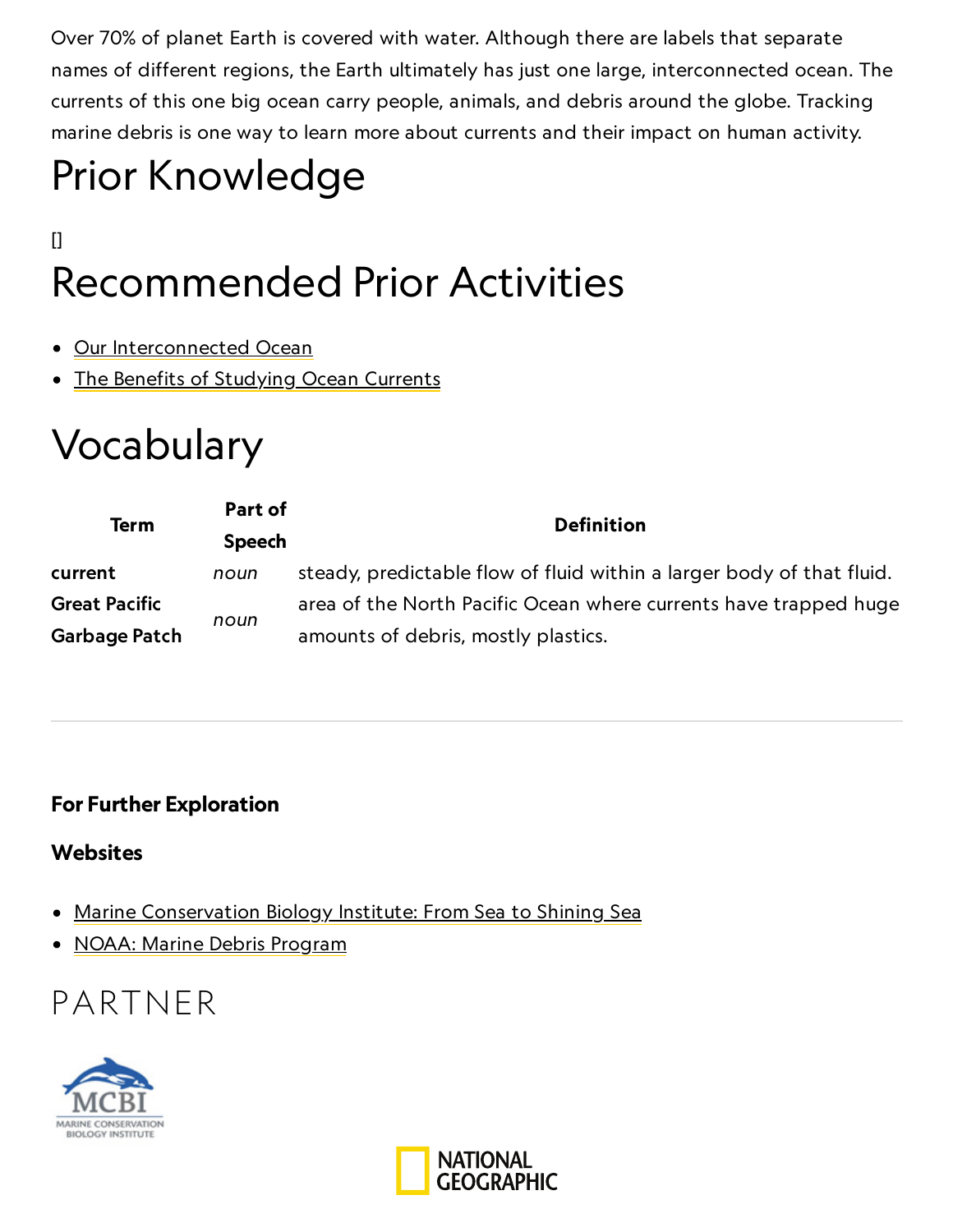Over 70% of planet Earth is covered with water. Although there are labels that separate names of different regions, the Earth ultimately has just one large, interconnected ocean. The currents of this one big ocean carry people, animals, and debris around the globe. Tracking marine debris is one way to learn more about currents and their impact on human activity.

# Prior Knowledge

[]

# Recommended Prior Activities

- Our Interconnected Ocean
- The Benefits of Studying Ocean Currents

# Vocabulary

| Term | Part of Speech | Definition |
|---|---|---|
| **current** | *noun* | steady, predictable flow of fluid within a larger body of that fluid. |
| **Great Pacific Garbage Patch** | *noun* | area of the North Pacific Ocean where currents have trapped huge amounts of debris, mostly plastics. |

---

**For Further Exploration**

**Websites**

- Marine Conservation Biology Institute: From Sea to Shining Sea
- NOAA: Marine Debris Program

PARTNER

MCBI
MARINE CONSERVATION BIOLOGY INSTITUTE

NATIONAL GEOGRAPHIC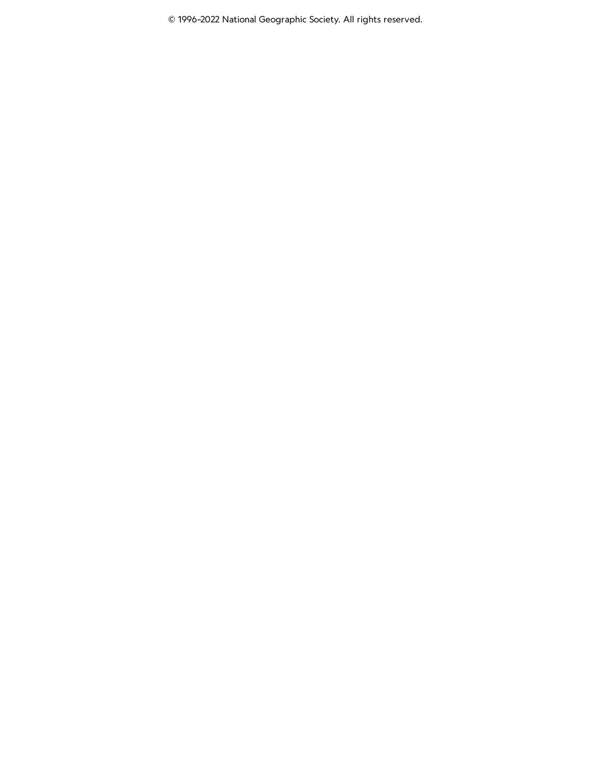© 1996–2022 National Geographic Society. All rights reserved.